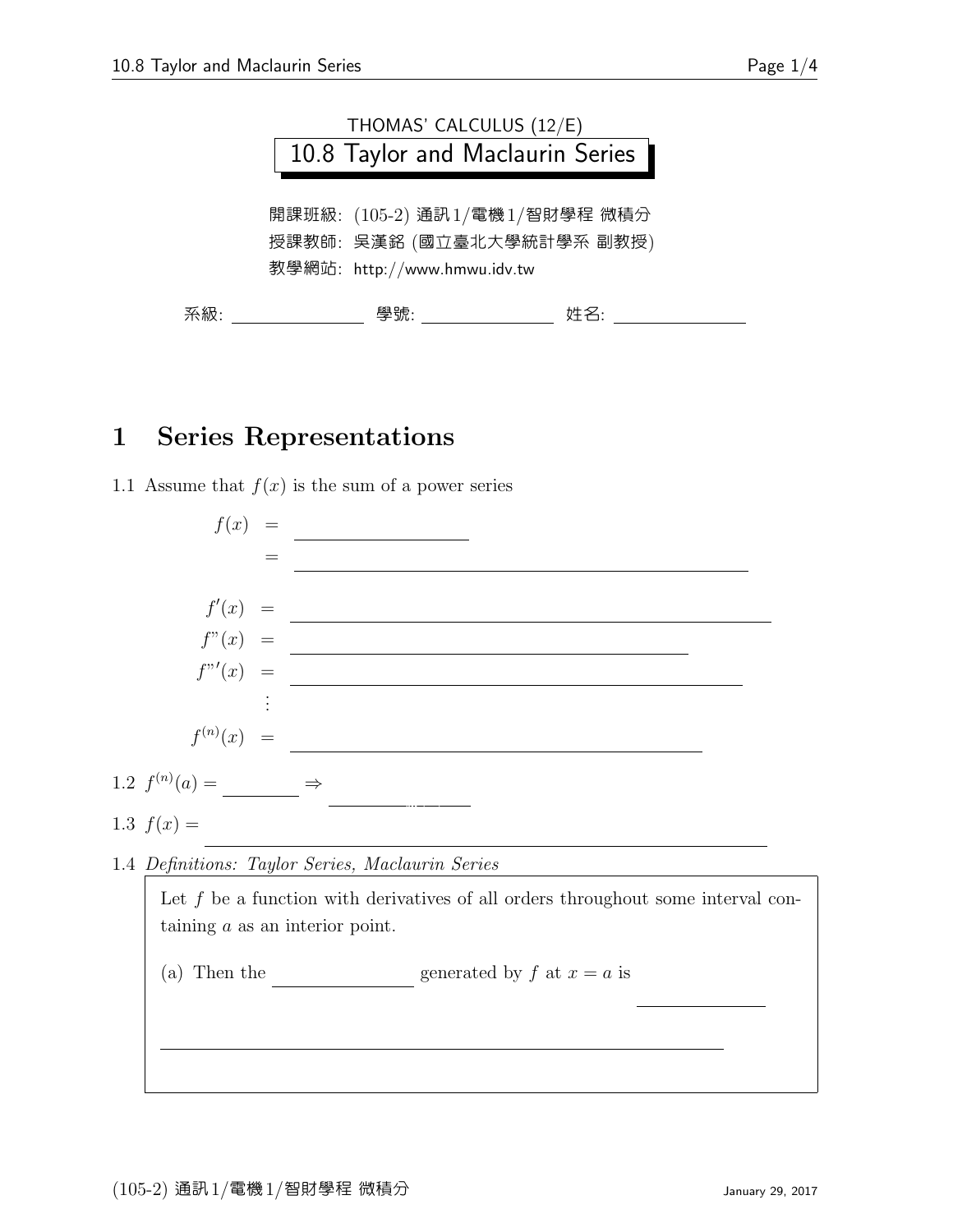THOMAS' CALCULUS (12/E)

# 10.8 Taylor and Maclaurin Series

開課班級: (105-2) 通訊1/電機1/智財學程 微積分

授課教師: 吳漢銘 (國立臺北大學統計學系 副教授)

教學網站: http://www.hmwu.idv.tw

系級: ______________ 學號: ______________ 姓名: ______________

## 1 Series Representations

1.1 Assume that $f(x)$ is the sum of a power series

$$
\begin{aligned}
f(x) &= \underline{\hspace{4cm}} \\
&= \underline{\hspace{10cm}} \\
f'(x) &= \underline{\hspace{11cm}} \\
f''(x) &= \underline{\hspace{9cm}} \\
f'''(x) &= \underline{\hspace{10cm}} \\
&\vdots \\
f^{(n)}(x) &= \underline{\hspace{9cm}}
\end{aligned}
$$

1.2 $f^{(n)}(a) =$ ________ $\Rightarrow$ ________

1.3 $f(x) =$ ____________________________________________

1.4 *Definitions: Taylor Series, Maclaurin Series*

> Let $f$ be a function with derivatives of all orders throughout some interval containing $a$ as an interior point.
>
> (a) Then the ______________ generated by $f$ at $x = a$ is
>
> ______________
>
> ____________________________________________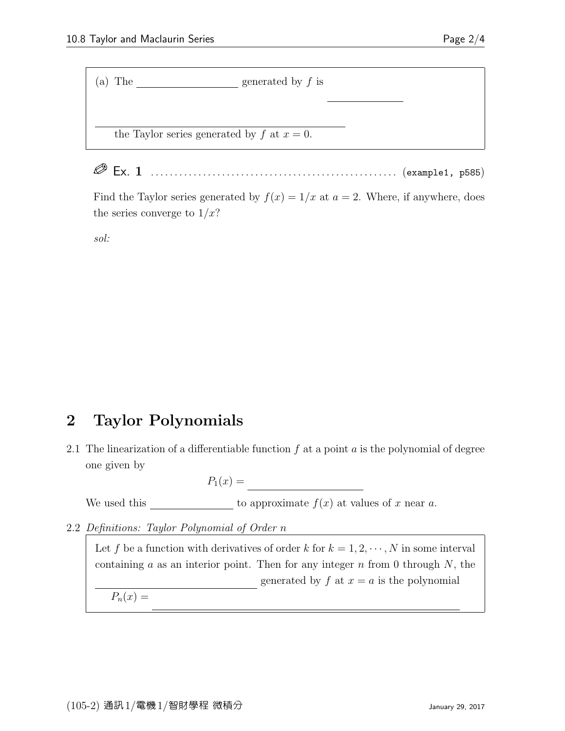(a) The ________________ generated by $f$ is

________________

________________________________________

the Taylor series generated by $f$ at $x = 0$.

✐ Ex. **1** .................................................. (`example1, p585`)

Find the Taylor series generated by $f(x) = 1/x$ at $a = 2$. Where, if anywhere, does the series converge to $1/x$?

*sol:*

# 2 Taylor Polynomials

2.1 The linearization of a differentiable function $f$ at a point $a$ is the polynomial of degree one given by

$$P_1(x) = \underline{\hspace{4cm}}$$

We used this ______________ to approximate $f(x)$ at values of $x$ near $a$.

2.2 *Definitions: Taylor Polynomial of Order n*

Let $f$ be a function with derivatives of order $k$ for $k = 1, 2, \cdots, N$ in some interval containing $a$ as an interior point. Then for any integer $n$ from 0 through $N$, the ____________________________ generated by $f$ at $x = a$ is the polynomial

$P_n(x) =$ ________________________________________________________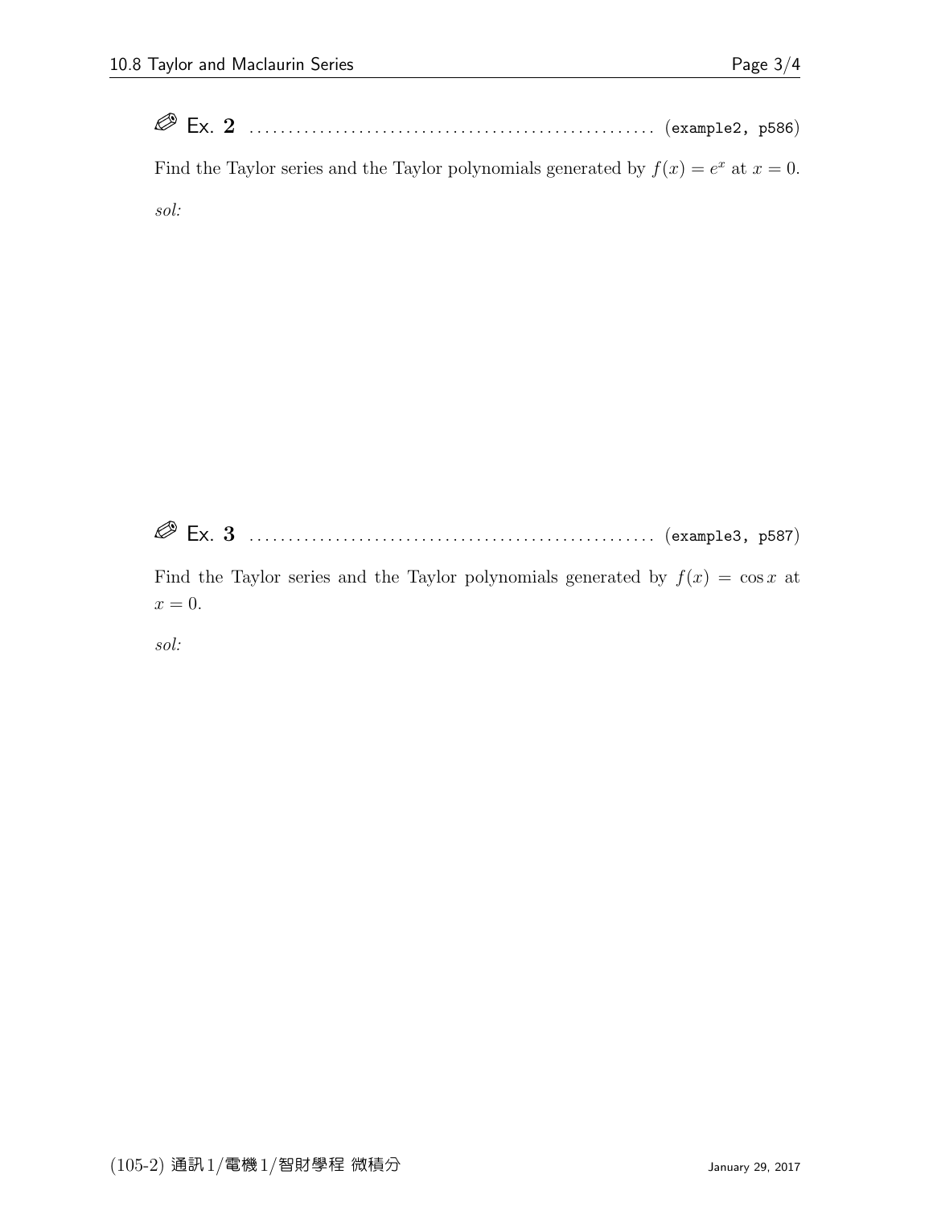✐ **Ex. 2** .................................................... (example2, p586)

Find the Taylor series and the Taylor polynomials generated by $f(x) = e^x$ at $x = 0$.

*sol:*

✐ **Ex. 3** .................................................... (example3, p587)

Find the Taylor series and the Taylor polynomials generated by $f(x) = \cos x$ at $x = 0$.

*sol:*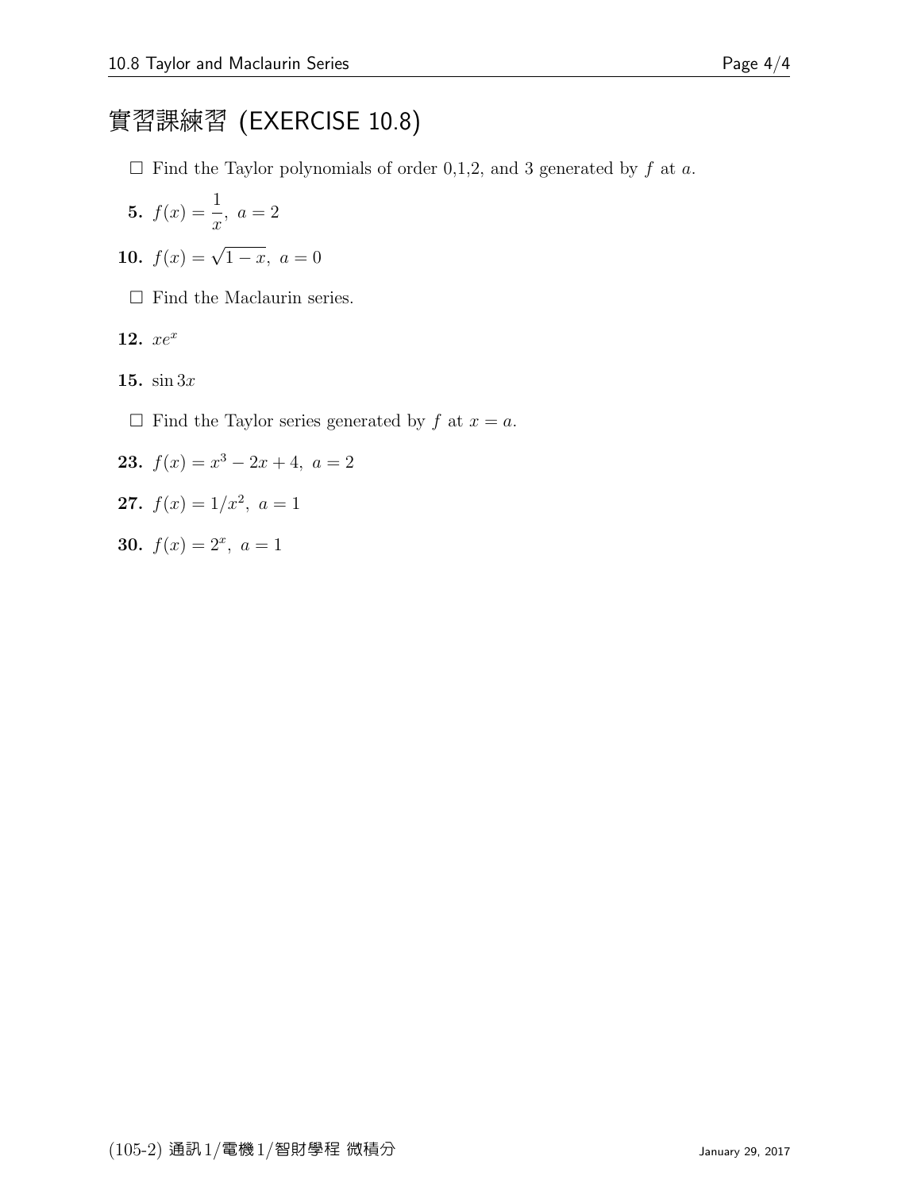# 實習課練習 (EXERCISE 10.8)

☐ Find the Taylor polynomials of order 0,1,2, and 3 generated by $f$ at $a$.

**5.** $f(x) = \dfrac{1}{x},\ a = 2$

**10.** $f(x) = \sqrt{1-x},\ a = 0$

☐ Find the Maclaurin series.

**12.** $xe^x$

**15.** $\sin 3x$

☐ Find the Taylor series generated by $f$ at $x = a$.

**23.** $f(x) = x^3 - 2x + 4,\ a = 2$

**27.** $f(x) = 1/x^2,\ a = 1$

**30.** $f(x) = 2^x,\ a = 1$